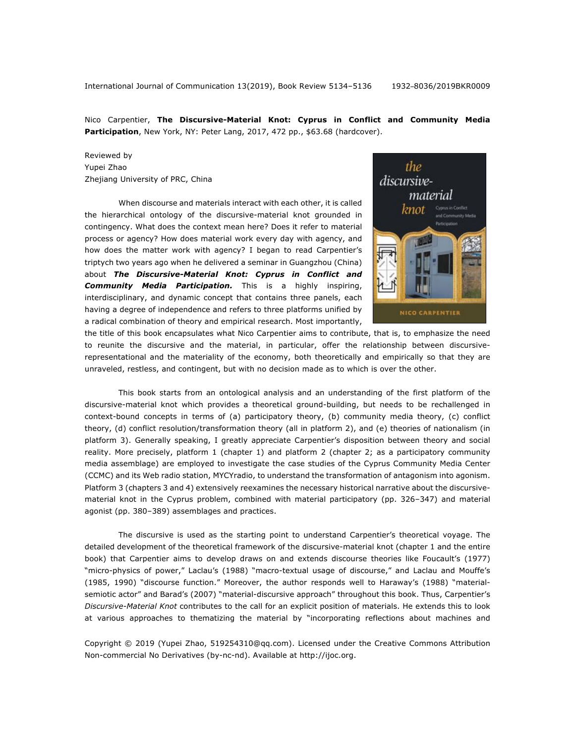Nico Carpentier, **The Discursive-Material Knot: Cyprus in Conflict and Community Media Participation**, New York, NY: Peter Lang, 2017, 472 pp., $63.68 (hardcover).

Reviewed by
Yupei Zhao
Zhejiang University of PRC, China

When discourse and materials interact with each other, it is called the hierarchical ontology of the discursive-material knot grounded in contingency. What does the context mean here? Does it refer to material process or agency? How does material work every day with agency, and how does the matter work with agency? I began to read Carpentier's triptych two years ago when he delivered a seminar in Guangzhou (China) about ***The Discursive-Material Knot: Cyprus in Conflict and Community Media Participation.*** This is a highly inspiring, interdisciplinary, and dynamic concept that contains three panels, each having a degree of independence and refers to three platforms unified by a radical combination of theory and empirical research. Most importantly, the title of this book encapsulates what Nico Carpentier aims to contribute, that is, to emphasize the need to reunite the discursive and the material, in particular, offer the relationship between discursive-representational and the materiality of the economy, both theoretically and empirically so that they are unraveled, restless, and contingent, but with no decision made as to which is over the other.

This book starts from an ontological analysis and an understanding of the first platform of the discursive-material knot which provides a theoretical ground-building, but needs to be rechallenged in context-bound concepts in terms of (a) participatory theory, (b) community media theory, (c) conflict theory, (d) conflict resolution/transformation theory (all in platform 2), and (e) theories of nationalism (in platform 3). Generally speaking, I greatly appreciate Carpentier's disposition between theory and social reality. More precisely, platform 1 (chapter 1) and platform 2 (chapter 2; as a participatory community media assemblage) are employed to investigate the case studies of the Cyprus Community Media Center (CCMC) and its Web radio station, MYCYradio, to understand the transformation of antagonism into agonism. Platform 3 (chapters 3 and 4) extensively reexamines the necessary historical narrative about the discursive-material knot in the Cyprus problem, combined with material participatory (pp. 326–347) and material agonist (pp. 380–389) assemblages and practices.

The discursive is used as the starting point to understand Carpentier's theoretical voyage. The detailed development of the theoretical framework of the discursive-material knot (chapter 1 and the entire book) that Carpentier aims to develop draws on and extends discourse theories like Foucault's (1977) "micro-physics of power," Laclau's (1988) "macro-textual usage of discourse," and Laclau and Mouffe's (1985, 1990) "discourse function." Moreover, the author responds well to Haraway's (1988) "material-semiotic actor" and Barad's (2007) "material-discursive approach" throughout this book. Thus, Carpentier's *Discursive-Material Knot* contributes to the call for an explicit position of materials. He extends this to look at various approaches to thematizing the material by "incorporating reflections about machines and

Copyright © 2019 (Yupei Zhao, 519254310@qq.com). Licensed under the Creative Commons Attribution Non-commercial No Derivatives (by-nc-nd). Available at http://ijoc.org.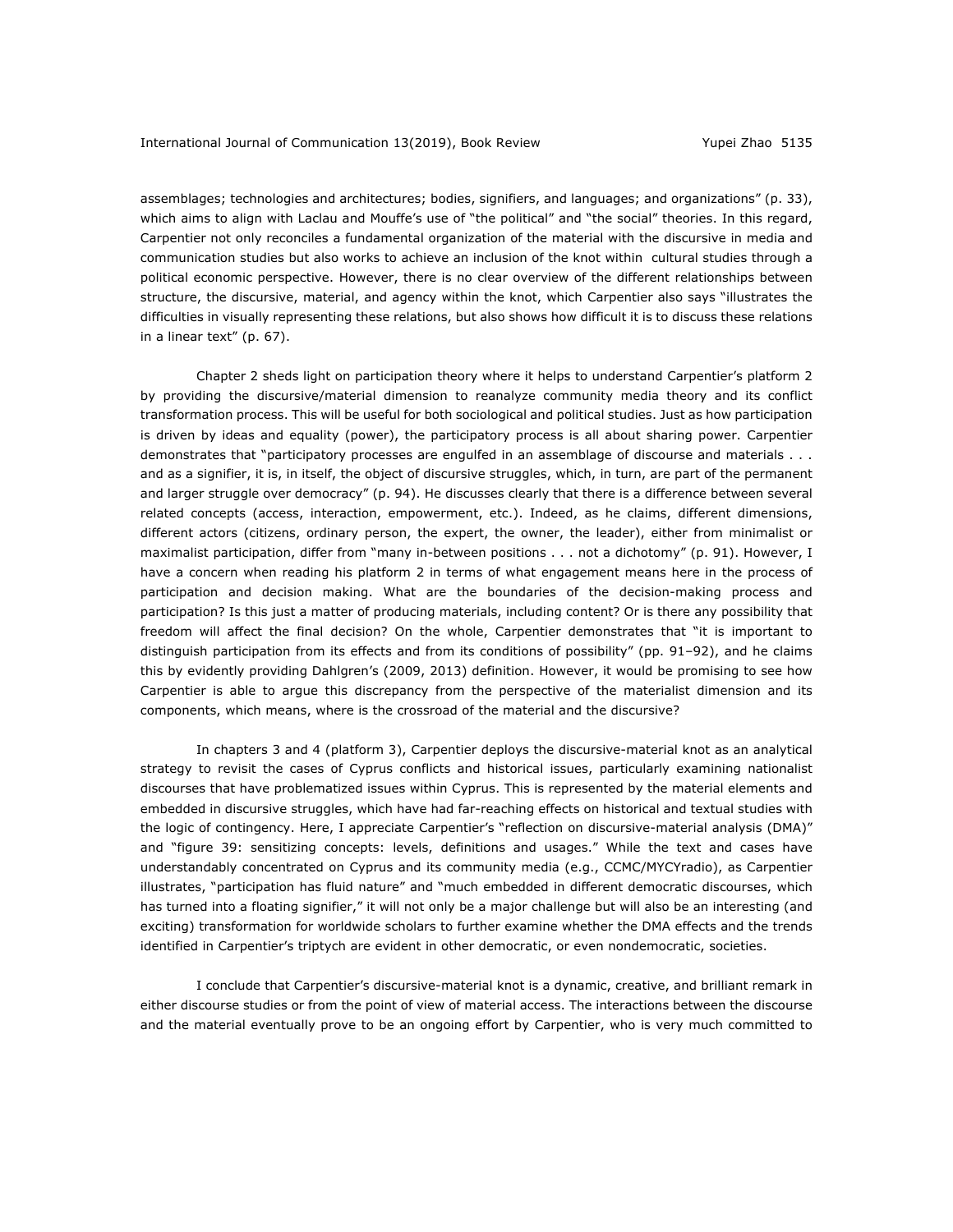assemblages; technologies and architectures; bodies, signifiers, and languages; and organizations" (p. 33), which aims to align with Laclau and Mouffe's use of "the political" and "the social" theories. In this regard, Carpentier not only reconciles a fundamental organization of the material with the discursive in media and communication studies but also works to achieve an inclusion of the knot within cultural studies through a political economic perspective. However, there is no clear overview of the different relationships between structure, the discursive, material, and agency within the knot, which Carpentier also says "illustrates the difficulties in visually representing these relations, but also shows how difficult it is to discuss these relations in a linear text" (p. 67).

Chapter 2 sheds light on participation theory where it helps to understand Carpentier's platform 2 by providing the discursive/material dimension to reanalyze community media theory and its conflict transformation process. This will be useful for both sociological and political studies. Just as how participation is driven by ideas and equality (power), the participatory process is all about sharing power. Carpentier demonstrates that "participatory processes are engulfed in an assemblage of discourse and materials . . . and as a signifier, it is, in itself, the object of discursive struggles, which, in turn, are part of the permanent and larger struggle over democracy" (p. 94). He discusses clearly that there is a difference between several related concepts (access, interaction, empowerment, etc.). Indeed, as he claims, different dimensions, different actors (citizens, ordinary person, the expert, the owner, the leader), either from minimalist or maximalist participation, differ from "many in-between positions . . . not a dichotomy" (p. 91). However, I have a concern when reading his platform 2 in terms of what engagement means here in the process of participation and decision making. What are the boundaries of the decision-making process and participation? Is this just a matter of producing materials, including content? Or is there any possibility that freedom will affect the final decision? On the whole, Carpentier demonstrates that "it is important to distinguish participation from its effects and from its conditions of possibility" (pp. 91–92), and he claims this by evidently providing Dahlgren's (2009, 2013) definition. However, it would be promising to see how Carpentier is able to argue this discrepancy from the perspective of the materialist dimension and its components, which means, where is the crossroad of the material and the discursive?

In chapters 3 and 4 (platform 3), Carpentier deploys the discursive-material knot as an analytical strategy to revisit the cases of Cyprus conflicts and historical issues, particularly examining nationalist discourses that have problematized issues within Cyprus. This is represented by the material elements and embedded in discursive struggles, which have had far-reaching effects on historical and textual studies with the logic of contingency. Here, I appreciate Carpentier's "reflection on discursive-material analysis (DMA)" and "figure 39: sensitizing concepts: levels, definitions and usages." While the text and cases have understandably concentrated on Cyprus and its community media (e.g., CCMC/MYCYradio), as Carpentier illustrates, "participation has fluid nature" and "much embedded in different democratic discourses, which has turned into a floating signifier," it will not only be a major challenge but will also be an interesting (and exciting) transformation for worldwide scholars to further examine whether the DMA effects and the trends identified in Carpentier's triptych are evident in other democratic, or even nondemocratic, societies.

I conclude that Carpentier's discursive-material knot is a dynamic, creative, and brilliant remark in either discourse studies or from the point of view of material access. The interactions between the discourse and the material eventually prove to be an ongoing effort by Carpentier, who is very much committed to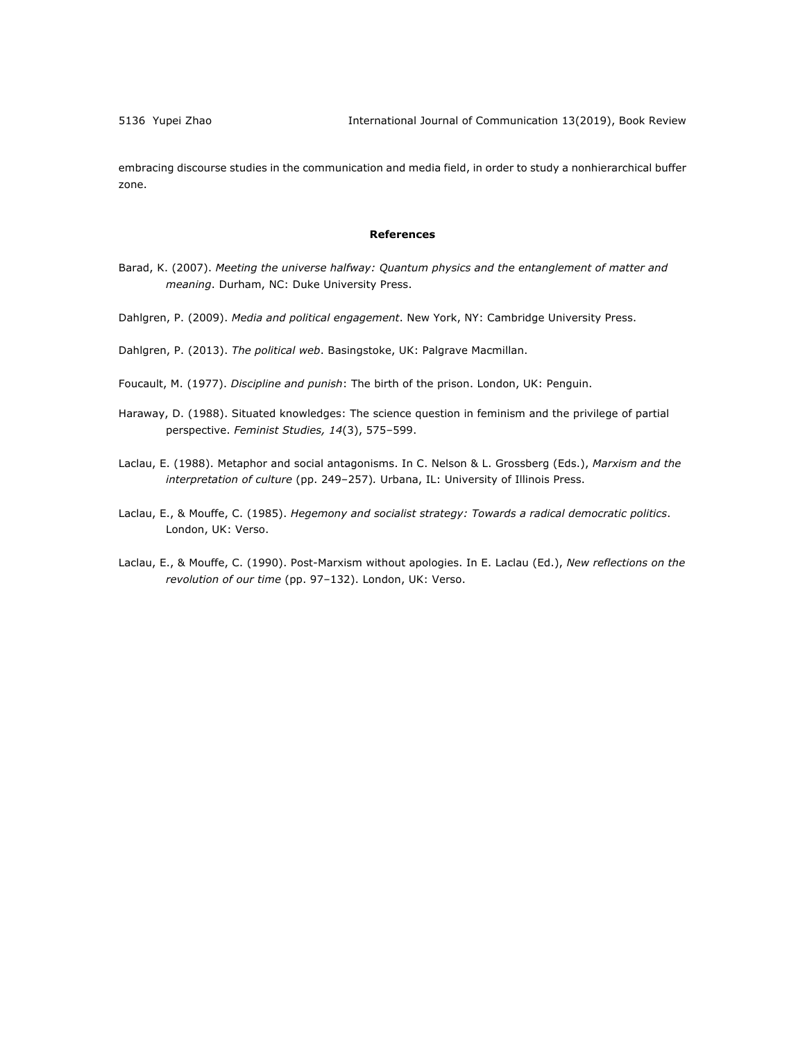embracing discourse studies in the communication and media field, in order to study a nonhierarchical buffer zone.

## References

Barad, K. (2007). *Meeting the universe halfway: Quantum physics and the entanglement of matter and meaning*. Durham, NC: Duke University Press.

Dahlgren, P. (2009). *Media and political engagement*. New York, NY: Cambridge University Press.

Dahlgren, P. (2013). *The political web*. Basingstoke, UK: Palgrave Macmillan.

Foucault, M. (1977). *Discipline and punish*: The birth of the prison. London, UK: Penguin.

Haraway, D. (1988). Situated knowledges: The science question in feminism and the privilege of partial perspective. *Feminist Studies, 14*(3), 575–599.

Laclau, E. (1988). Metaphor and social antagonisms. In C. Nelson & L. Grossberg (Eds.), *Marxism and the interpretation of culture* (pp. 249–257). Urbana, IL: University of Illinois Press.

Laclau, E., & Mouffe, C. (1985). *Hegemony and socialist strategy: Towards a radical democratic politics*. London, UK: Verso.

Laclau, E., & Mouffe, C. (1990). Post-Marxism without apologies. In E. Laclau (Ed.), *New reflections on the revolution of our time* (pp. 97–132). London, UK: Verso.